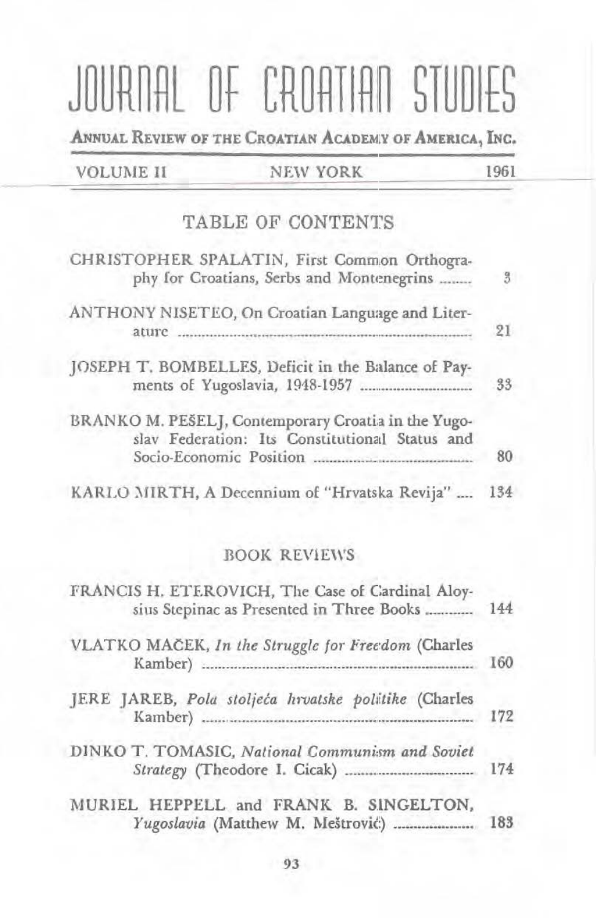# JOURNAL OF CROATIAN STUDIES

**ANNUAL REVIEW OF THE CROATIAN ACADEMY OF AMERICA, INC.**

VOLUME II — NEW YORK — 1961

## TABLE OF CONTENTS

CHRISTOPHER SPALATIN, First Common Orthography for Croatians, Serbs and Montenegrins ........ 3

ANTHONY NISETEO, On Croatian Language and Literature ........ 21

JOSEPH T. BOMBELLES, Deficit in the Balance of Payments of Yugoslavia, 1948-1957 ........ 33

BRANKO M. PEŠELJ, Contemporary Croatia in the Yugoslav Federation: Its Constitutional Status and Socio-Economic Position ........ 80

KARLO MIRTH, A Decennium of "Hrvatska Revija" .... 134

## BOOK REVIEWS

FRANCIS H. ETEROVICH, The Case of Cardinal Aloysius Stepinac as Presented in Three Books ........ 144

VLATKO MAČEK, *In the Struggle for Freedom* (Charles Kamber) ........ 160

JERE JAREB, *Pola stoljeća hrvatske politike* (Charles Kamber) ........ 172

DINKO T. TOMASIC, *National Communism and Soviet Strategy* (Theodore I. Cicak) ........ 174

MURIEL HEPPELL and FRANK B. SINGELTON, *Yugoslavia* (Matthew M. Meštrović) ........ 183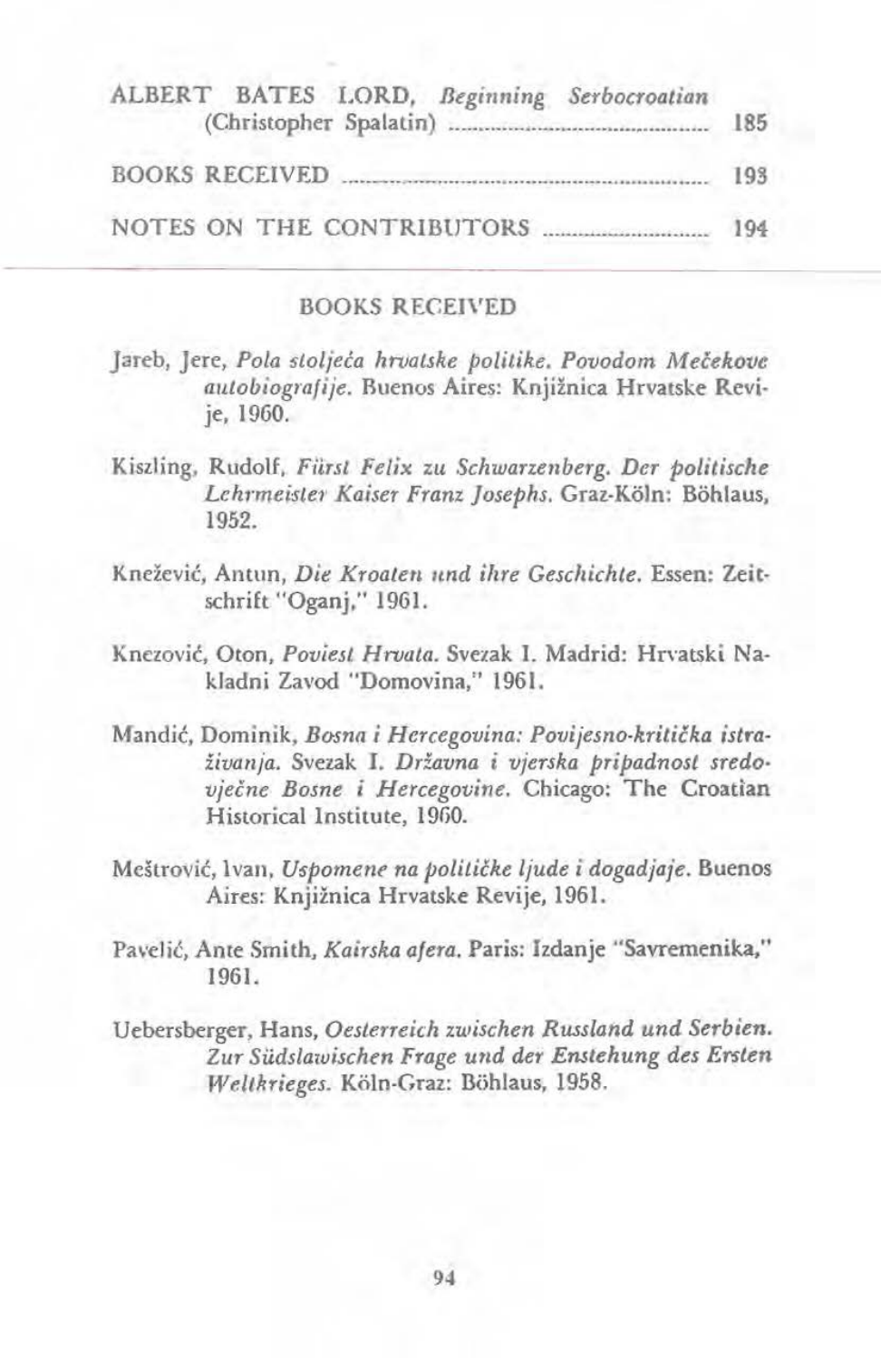ALBERT BATES LORD, *Beginning Serbocroatian* (Christopher Spalatin) ........................................ 185

BOOKS RECEIVED ........................................................................ 193

NOTES ON THE CONTRIBUTORS ........................... 194

---

## BOOKS RECEIVED

Jareb, Jere, *Pola stoljeća hrvatske politike. Povodom Mačekove autobiografije.* Buenos Aires: Knjižnica Hrvatske Revije, 1960.

Kiszling, Rudolf, *Fürst Felix zu Schwarzenberg. Der politische Lehrmeister Kaiser Franz Josephs.* Graz-Köln: Böhlaus, 1952.

Knežević, Antun, *Die Kroaten und ihre Geschichte.* Essen: Zeitschrift "Oganj," 1961.

Knezović, Oton, *Poviest Hrvata.* Svezak I. Madrid: Hrvatski Nakladni Zavod "Domovina," 1961.

Mandić, Dominik, *Bosna i Hercegovina: Povijesno-kritička istraživanja.* Svezak I. *Državna i vjerska pripadnost sredovječne Bosne i Hercegovine.* Chicago: The Croatian Historical Institute, 1960.

Meštrović, Ivan, *Uspomene na političke ljude i dogadjaje.* Buenos Aires: Knjižnica Hrvatske Revije, 1961.

Pavelić, Ante Smith, *Kairska afera.* Paris: Izdanje "Savremenika," 1961.

Uebersberger, Hans, *Oesterreich zwischen Russland und Serbien. Zur Südslawischen Frage und der Enstehung des Ersten Weltkrieges.* Köln-Graz: Böhlaus, 1958.